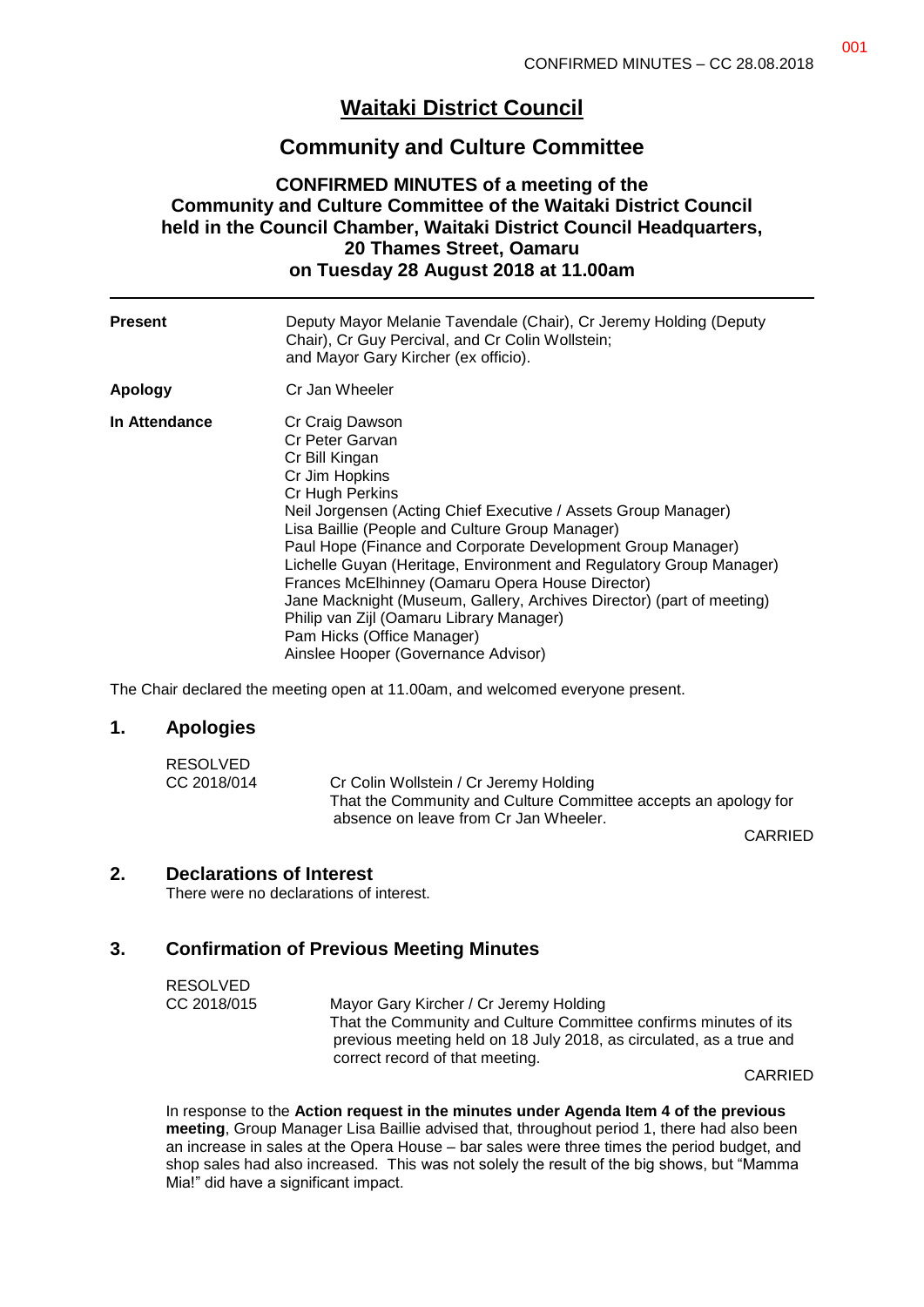# Waitaki District Council

## Community and Culture Committee

### CONFIRMED MINUTES of a meeting of the Community and Culture Committee of the Waitaki District Council held in the Council Chamber, Waitaki District Council Headquarters, 20 Thames Street, Oamaru on Tuesday 28 August 2018 at 11.00am

| | |
|---|---|
| **Present** | Deputy Mayor Melanie Tavendale (Chair), Cr Jeremy Holding (Deputy Chair), Cr Guy Percival, and Cr Colin Wollstein; and Mayor Gary Kircher (ex officio). |
| **Apology** | Cr Jan Wheeler |
| **In Attendance** | Cr Craig Dawson<br>Cr Peter Garvan<br>Cr Bill Kingan<br>Cr Jim Hopkins<br>Cr Hugh Perkins<br>Neil Jorgensen (Acting Chief Executive / Assets Group Manager)<br>Lisa Baillie (People and Culture Group Manager)<br>Paul Hope (Finance and Corporate Development Group Manager)<br>Lichelle Guyan (Heritage, Environment and Regulatory Group Manager)<br>Frances McElhinney (Oamaru Opera House Director)<br>Jane Macknight (Museum, Gallery, Archives Director) (part of meeting)<br>Philip van Zijl (Oamaru Library Manager)<br>Pam Hicks (Office Manager)<br>Ainslee Hooper (Governance Advisor) |

The Chair declared the meeting open at 11.00am, and welcomed everyone present.

## 1. Apologies

RESOLVED
CC 2018/014 Cr Colin Wollstein / Cr Jeremy Holding
That the Community and Culture Committee accepts an apology for absence on leave from Cr Jan Wheeler.

CARRIED

## 2. Declarations of Interest

There were no declarations of interest.

## 3. Confirmation of Previous Meeting Minutes

RESOLVED
CC 2018/015 Mayor Gary Kircher / Cr Jeremy Holding
That the Community and Culture Committee confirms minutes of its previous meeting held on 18 July 2018, as circulated, as a true and correct record of that meeting.

CARRIED

In response to the **Action request in the minutes under Agenda Item 4 of the previous meeting**, Group Manager Lisa Baillie advised that, throughout period 1, there had also been an increase in sales at the Opera House – bar sales were three times the period budget, and shop sales had also increased. This was not solely the result of the big shows, but "Mamma Mia!" did have a significant impact.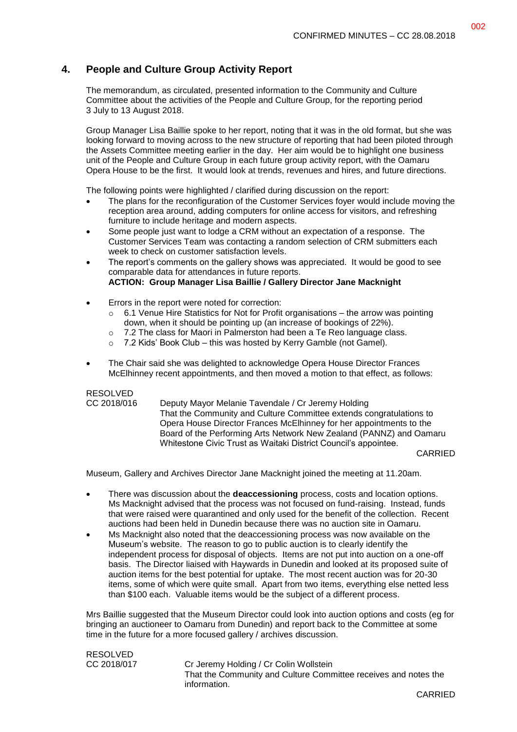## 4. People and Culture Group Activity Report

The memorandum, as circulated, presented information to the Community and Culture Committee about the activities of the People and Culture Group, for the reporting period 3 July to 13 August 2018.

Group Manager Lisa Baillie spoke to her report, noting that it was in the old format, but she was looking forward to moving across to the new structure of reporting that had been piloted through the Assets Committee meeting earlier in the day. Her aim would be to highlight one business unit of the People and Culture Group in each future group activity report, with the Oamaru Opera House to be the first. It would look at trends, revenues and hires, and future directions.

The following points were highlighted / clarified during discussion on the report:

- The plans for the reconfiguration of the Customer Services foyer would include moving the reception area around, adding computers for online access for visitors, and refreshing furniture to include heritage and modern aspects.
- Some people just want to lodge a CRM without an expectation of a response. The Customer Services Team was contacting a random selection of CRM submitters each week to check on customer satisfaction levels.
- The report's comments on the gallery shows was appreciated. It would be good to see comparable data for attendances in future reports.
  **ACTION: Group Manager Lisa Baillie / Gallery Director Jane Macknight**
- Errors in the report were noted for correction:
  - 6.1 Venue Hire Statistics for Not for Profit organisations – the arrow was pointing down, when it should be pointing up (an increase of bookings of 22%).
  - 7.2 The class for Maori in Palmerston had been a Te Reo language class.
  - 7.2 Kids' Book Club – this was hosted by Kerry Gamble (not Gamel).
- The Chair said she was delighted to acknowledge Opera House Director Frances McElhinney recent appointments, and then moved a motion to that effect, as follows:

RESOLVED
CC 2018/016 Deputy Mayor Melanie Tavendale / Cr Jeremy Holding
That the Community and Culture Committee extends congratulations to Opera House Director Frances McElhinney for her appointments to the Board of the Performing Arts Network New Zealand (PANNZ) and Oamaru Whitestone Civic Trust as Waitaki District Council's appointee.

CARRIED

Museum, Gallery and Archives Director Jane Macknight joined the meeting at 11.20am.

- There was discussion about the **deaccessioning** process, costs and location options. Ms Macknight advised that the process was not focused on fund-raising. Instead, funds that were raised were quarantined and only used for the benefit of the collection. Recent auctions had been held in Dunedin because there was no auction site in Oamaru.
- Ms Macknight also noted that the deaccessioning process was now available on the Museum's website. The reason to go to public auction is to clearly identify the independent process for disposal of objects. Items are not put into auction on a one-off basis. The Director liaised with Haywards in Dunedin and looked at its proposed suite of auction items for the best potential for uptake. The most recent auction was for 20-30 items, some of which were quite small. Apart from two items, everything else netted less than $100 each. Valuable items would be the subject of a different process.

Mrs Baillie suggested that the Museum Director could look into auction options and costs (eg for bringing an auctioneer to Oamaru from Dunedin) and report back to the Committee at some time in the future for a more focused gallery / archives discussion.

RESOLVED
CC 2018/017 Cr Jeremy Holding / Cr Colin Wollstein
That the Community and Culture Committee receives and notes the information.

CARRIED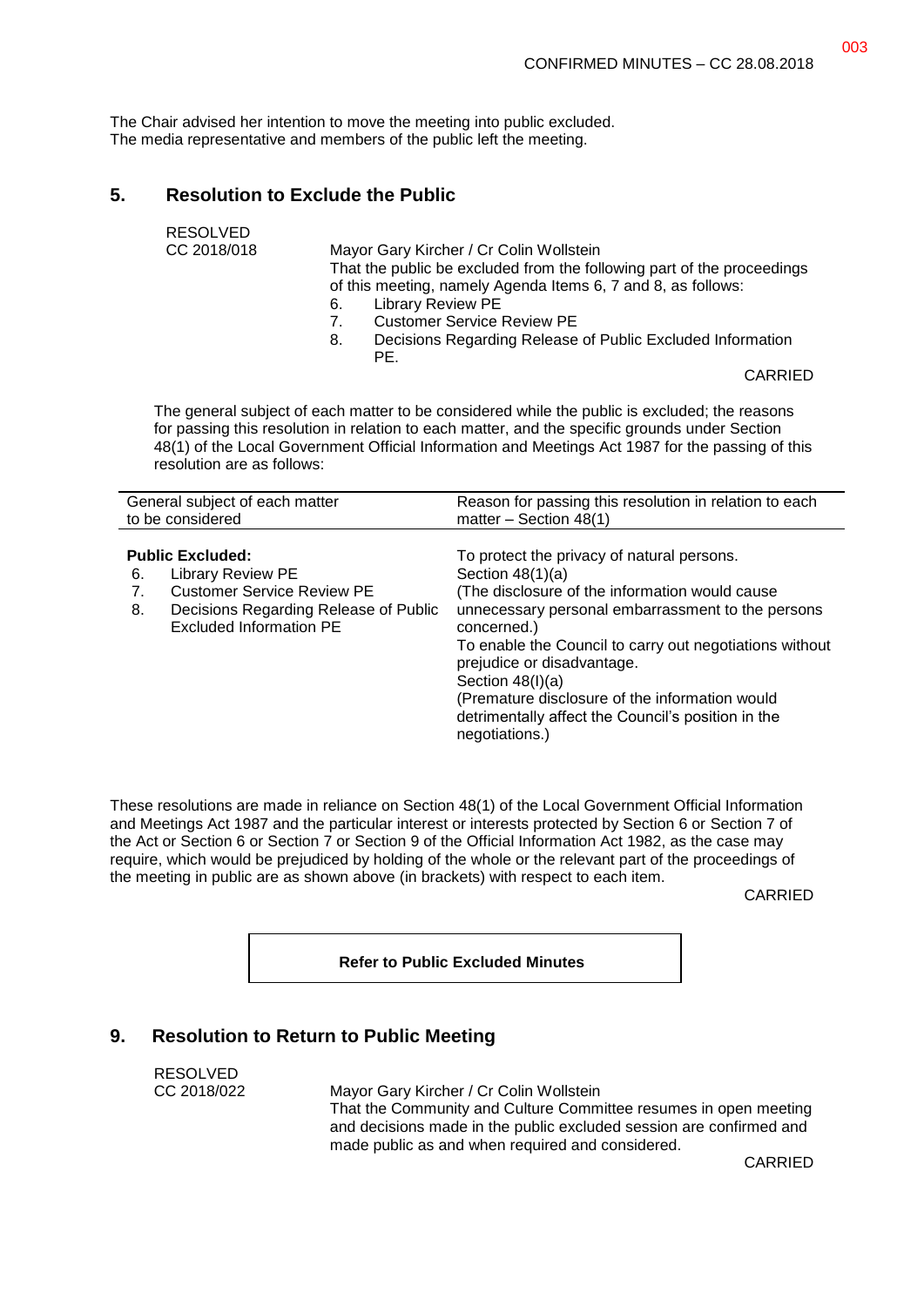The Chair advised her intention to move the meeting into public excluded.
The media representative and members of the public left the meeting.

## 5. Resolution to Exclude the Public

RESOLVED
CC 2018/018

Mayor Gary Kircher / Cr Colin Wollstein
That the public be excluded from the following part of the proceedings of this meeting, namely Agenda Items 6, 7 and 8, as follows:

6. Library Review PE
7. Customer Service Review PE
8. Decisions Regarding Release of Public Excluded Information PE.

CARRIED

The general subject of each matter to be considered while the public is excluded; the reasons for passing this resolution in relation to each matter, and the specific grounds under Section 48(1) of the Local Government Official Information and Meetings Act 1987 for the passing of this resolution are as follows:

| General subject of each matter to be considered | Reason for passing this resolution in relation to each matter – Section 48(1) |
|---|---|
| **Public Excluded:**<br>6. Library Review PE<br>7. Customer Service Review PE<br>8. Decisions Regarding Release of Public Excluded Information PE | To protect the privacy of natural persons.<br>Section 48(1)(a)<br>(The disclosure of the information would cause unnecessary personal embarrassment to the persons concerned.)<br>To enable the Council to carry out negotiations without prejudice or disadvantage.<br>Section 48(I)(a)<br>(Premature disclosure of the information would detrimentally affect the Council's position in the negotiations.) |

These resolutions are made in reliance on Section 48(1) of the Local Government Official Information and Meetings Act 1987 and the particular interest or interests protected by Section 6 or Section 7 of the Act or Section 6 or Section 7 or Section 9 of the Official Information Act 1982, as the case may require, which would be prejudiced by holding of the whole or the relevant part of the proceedings of the meeting in public are as shown above (in brackets) with respect to each item.

CARRIED

**Refer to Public Excluded Minutes**

## 9. Resolution to Return to Public Meeting

RESOLVED
CC 2018/022

Mayor Gary Kircher / Cr Colin Wollstein
That the Community and Culture Committee resumes in open meeting and decisions made in the public excluded session are confirmed and made public as and when required and considered.

CARRIED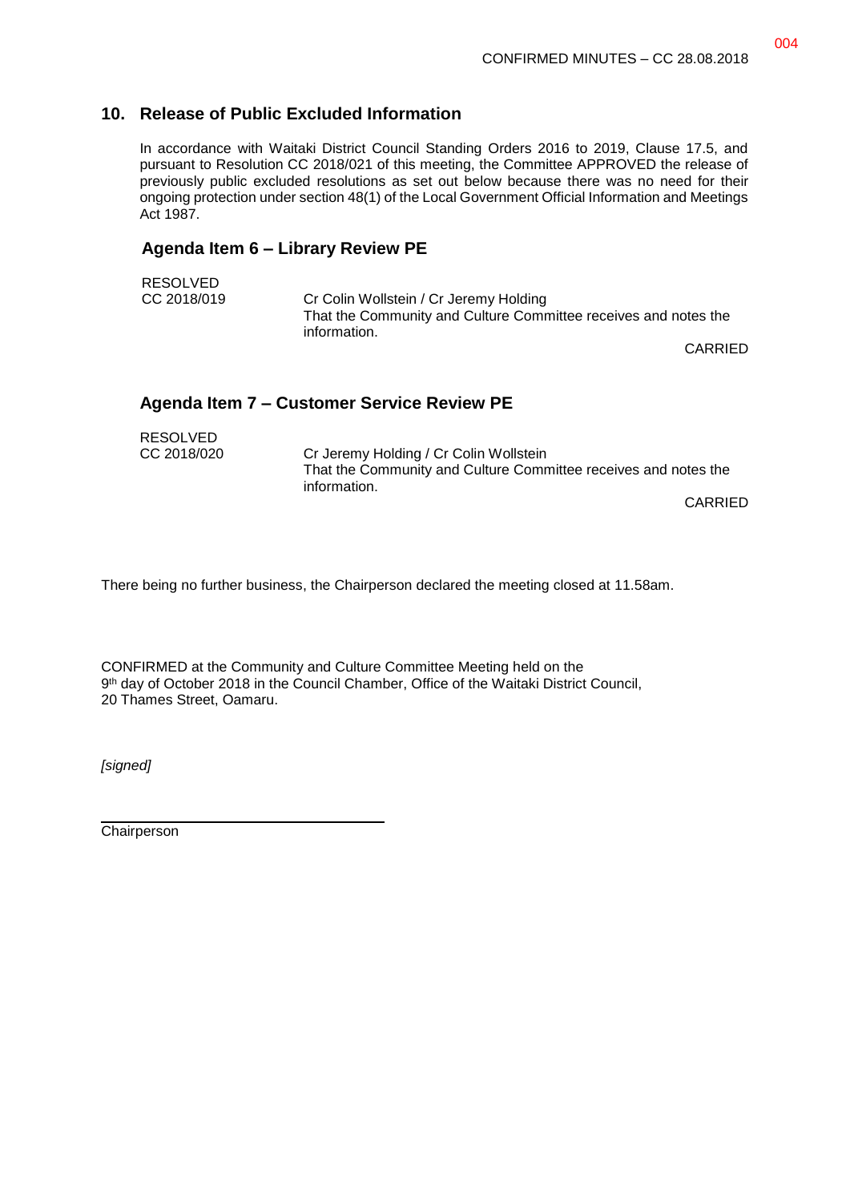## 10. Release of Public Excluded Information

In accordance with Waitaki District Council Standing Orders 2016 to 2019, Clause 17.5, and pursuant to Resolution CC 2018/021 of this meeting, the Committee APPROVED the release of previously public excluded resolutions as set out below because there was no need for their ongoing protection under section 48(1) of the Local Government Official Information and Meetings Act 1987.

### Agenda Item 6 – Library Review PE

RESOLVED
CC 2018/019

Cr Colin Wollstein / Cr Jeremy Holding
That the Community and Culture Committee receives and notes the information.

CARRIED

### Agenda Item 7 – Customer Service Review PE

RESOLVED
CC 2018/020

Cr Jeremy Holding / Cr Colin Wollstein
That the Community and Culture Committee receives and notes the information.

CARRIED

There being no further business, the Chairperson declared the meeting closed at 11.58am.

CONFIRMED at the Community and Culture Committee Meeting held on the 9th day of October 2018 in the Council Chamber, Office of the Waitaki District Council, 20 Thames Street, Oamaru.

*[signed]*

Chairperson